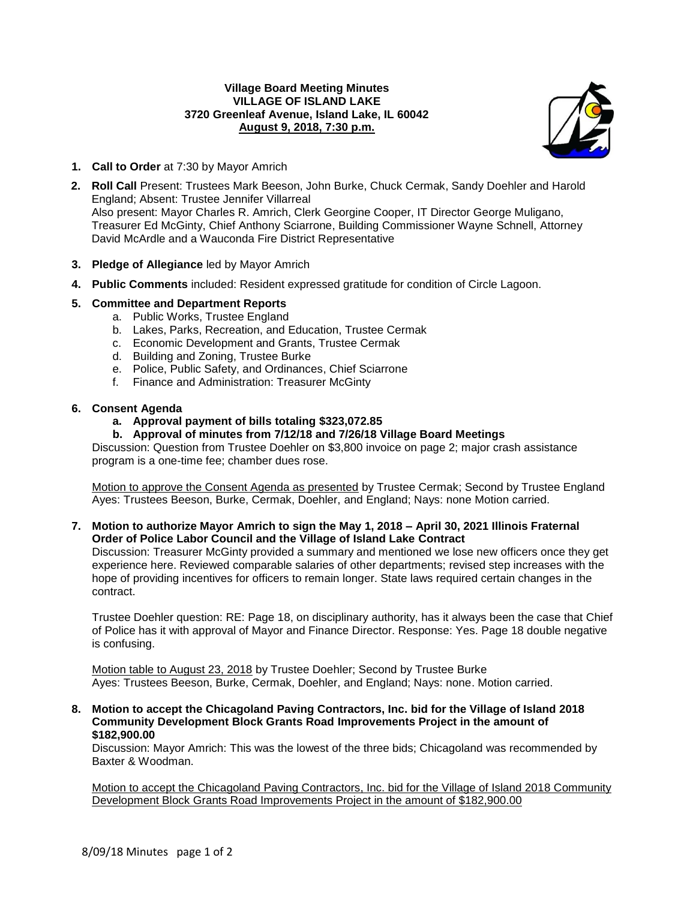**Village Board Meeting Minutes**
**VILLAGE OF ISLAND LAKE**
**3720 Greenleaf Avenue, Island Lake, IL 60042**
**August 9, 2018, 7:30 p.m.**

1. **Call to Order** at 7:30 by Mayor Amrich

2. **Roll Call** Present: Trustees Mark Beeson, John Burke, Chuck Cermak, Sandy Doehler and Harold England; Absent: Trustee Jennifer Villarreal
   Also present: Mayor Charles R. Amrich, Clerk Georgine Cooper, IT Director George Muligano, Treasurer Ed McGinty, Chief Anthony Sciarrone, Building Commissioner Wayne Schnell, Attorney David McArdle and a Wauconda Fire District Representative

3. **Pledge of Allegiance** led by Mayor Amrich

4. **Public Comments** included: Resident expressed gratitude for condition of Circle Lagoon.

5. **Committee and Department Reports**
   a. Public Works, Trustee England
   b. Lakes, Parks, Recreation, and Education, Trustee Cermak
   c. Economic Development and Grants, Trustee Cermak
   d. Building and Zoning, Trustee Burke
   e. Police, Public Safety, and Ordinances, Chief Sciarrone
   f. Finance and Administration: Treasurer McGinty

6. **Consent Agenda**
   **a. Approval payment of bills totaling $323,072.85**
   **b. Approval of minutes from 7/12/18 and 7/26/18 Village Board Meetings**
   Discussion: Question from Trustee Doehler on $3,800 invoice on page 2; major crash assistance program is a one-time fee; chamber dues rose.

   Motion to approve the Consent Agenda as presented by Trustee Cermak; Second by Trustee England
   Ayes: Trustees Beeson, Burke, Cermak, Doehler, and England; Nays: none Motion carried.

7. **Motion to authorize Mayor Amrich to sign the May 1, 2018 – April 30, 2021 Illinois Fraternal Order of Police Labor Council and the Village of Island Lake Contract**
   Discussion: Treasurer McGinty provided a summary and mentioned we lose new officers once they get experience here. Reviewed comparable salaries of other departments; revised step increases with the hope of providing incentives for officers to remain longer. State laws required certain changes in the contract.

   Trustee Doehler question: RE: Page 18, on disciplinary authority, has it always been the case that Chief of Police has it with approval of Mayor and Finance Director. Response: Yes. Page 18 double negative is confusing.

   Motion table to August 23, 2018 by Trustee Doehler; Second by Trustee Burke
   Ayes: Trustees Beeson, Burke, Cermak, Doehler, and England; Nays: none. Motion carried.

8. **Motion to accept the Chicagoland Paving Contractors, Inc. bid for the Village of Island 2018 Community Development Block Grants Road Improvements Project in the amount of $182,900.00**
   Discussion: Mayor Amrich: This was the lowest of the three bids; Chicagoland was recommended by Baxter & Woodman.

   Motion to accept the Chicagoland Paving Contractors, Inc. bid for the Village of Island 2018 Community Development Block Grants Road Improvements Project in the amount of $182,900.00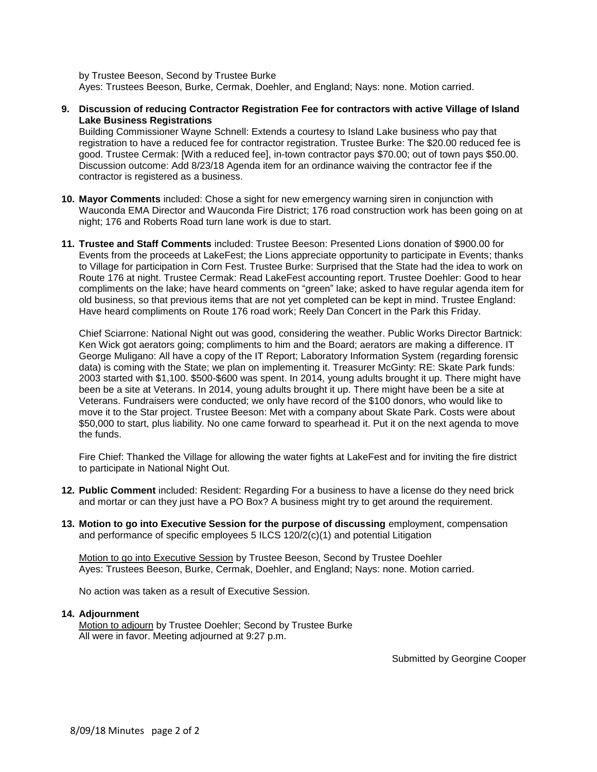by Trustee Beeson, Second by Trustee Burke
Ayes: Trustees Beeson, Burke, Cermak, Doehler, and England; Nays: none. Motion carried.

**9. Discussion of reducing Contractor Registration Fee for contractors with active Village of Island Lake Business Registrations**
Building Commissioner Wayne Schnell: Extends a courtesy to Island Lake business who pay that registration to have a reduced fee for contractor registration. Trustee Burke: The $20.00 reduced fee is good. Trustee Cermak: [With a reduced fee], in-town contractor pays $70.00; out of town pays $50.00. Discussion outcome: Add 8/23/18 Agenda item for an ordinance waiving the contractor fee if the contractor is registered as a business.

**10. Mayor Comments** included: Chose a sight for new emergency warning siren in conjunction with Wauconda EMA Director and Wauconda Fire District; 176 road construction work has been going on at night; 176 and Roberts Road turn lane work is due to start.

**11. Trustee and Staff Comments** included: Trustee Beeson: Presented Lions donation of $900.00 for Events from the proceeds at LakeFest; the Lions appreciate opportunity to participate in Events; thanks to Village for participation in Corn Fest. Trustee Burke: Surprised that the State had the idea to work on Route 176 at night. Trustee Cermak: Read LakeFest accounting report. Trustee Doehler: Good to hear compliments on the lake; have heard comments on "green" lake; asked to have regular agenda item for old business, so that previous items that are not yet completed can be kept in mind. Trustee England: Have heard compliments on Route 176 road work; Reely Dan Concert in the Park this Friday.

Chief Sciarrone: National Night out was good, considering the weather. Public Works Director Bartnick: Ken Wick got aerators going; compliments to him and the Board; aerators are making a difference. IT George Muligano: All have a copy of the IT Report; Laboratory Information System (regarding forensic data) is coming with the State; we plan on implementing it. Treasurer McGinty: RE: Skate Park funds: 2003 started with $1,100. $500-$600 was spent. In 2014, young adults brought it up. There might have been be a site at Veterans. In 2014, young adults brought it up. There might have been be a site at Veterans. Fundraisers were conducted; we only have record of the $100 donors, who would like to move it to the Star project. Trustee Beeson: Met with a company about Skate Park. Costs were about $50,000 to start, plus liability. No one came forward to spearhead it. Put it on the next agenda to move the funds.

Fire Chief: Thanked the Village for allowing the water fights at LakeFest and for inviting the fire district to participate in National Night Out.

**12. Public Comment** included: Resident: Regarding For a business to have a license do they need brick and mortar or can they just have a PO Box? A business might try to get around the requirement.

**13. Motion to go into Executive Session for the purpose of discussing** employment, compensation and performance of specific employees 5 ILCS 120/2(c)(1) and potential Litigation

Motion to go into Executive Session by Trustee Beeson, Second by Trustee Doehler
Ayes: Trustees Beeson, Burke, Cermak, Doehler, and England; Nays: none. Motion carried.

No action was taken as a result of Executive Session.

**14. Adjournment**
Motion to adjourn by Trustee Doehler; Second by Trustee Burke
All were in favor. Meeting adjourned at 9:27 p.m.

Submitted by Georgine Cooper